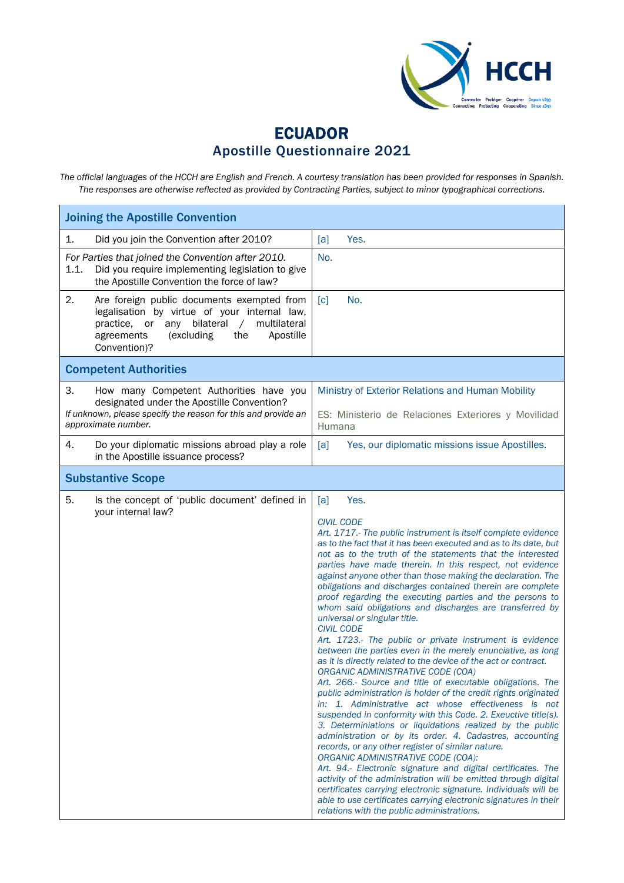# ECUADOR
## Apostille Questionnaire 2021

*The official languages of the HCCH are English and French. A courtesy translation has been provided for responses in Spanish. The responses are otherwise reflected as provided by Contracting Parties, subject to minor typographical corrections.*

| **Joining the Apostille Convention** | |
|---|---|
| 1. Did you join the Convention after 2010? | [a] Yes. |
| *For Parties that joined the Convention after 2010.* 1.1. Did you require implementing legislation to give the Apostille Convention the force of law? | No. |
| 2. Are foreign public documents exempted from legalisation by virtue of your internal law, practice, or any bilateral / multilateral agreements (excluding the Apostille Convention)? | [c] No. |
| **Competent Authorities** | |
| 3. How many Competent Authorities have you designated under the Apostille Convention? *If unknown, please specify the reason for this and provide an approximate number.* | Ministry of Exterior Relations and Human Mobility<br><br>ES: Ministerio de Relaciones Exteriores y Movilidad Humana |
| 4. Do your diplomatic missions abroad play a role in the Apostille issuance process? | [a] Yes, our diplomatic missions issue Apostilles. |
| **Substantive Scope** | |
| 5. Is the concept of 'public document' defined in your internal law? | [a] Yes.<br><br>*CIVIL CODE*<br>*Art. 1717.- The public instrument is itself complete evidence as to the fact that it has been executed and as to its date, but not as to the truth of the statements that the interested parties have made therein. In this respect, not evidence against anyone other than those making the declaration. The obligations and discharges contained therein are complete proof regarding the executing parties and the persons to whom said obligations and discharges are transferred by universal or singular title.*<br>*CIVIL CODE*<br>*Art. 1723.- The public or private instrument is evidence between the parties even in the merely enunciative, as long as it is directly related to the device of the act or contract.*<br>*ORGANIC ADMINISTRATIVE CODE (COA)*<br>*Art. 266.- Source and title of executable obligations. The public administration is holder of the credit rights originated in: 1. Administrative act whose effectiveness is not suspended in conformity with this Code. 2. Exeuctive title(s). 3. Determiniations or liquidations realized by the public administration or by its order. 4. Cadastres, accounting records, or any other register of similar nature.*<br>*ORGANIC ADMINISTRATIVE CODE (COA):*<br>*Art. 94.- Electronic signature and digital certificates. The activity of the administration will be emitted through digital certificates carrying electronic signature. Individuals will be able to use certificates carrying electronic signatures in their relations with the public administrations.* |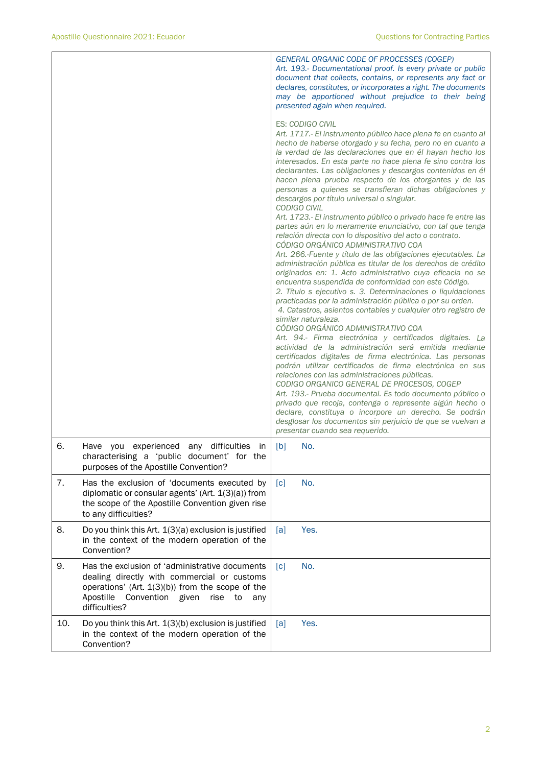| | |
|---|---|
| | *GENERAL ORGANIC CODE OF PROCESSES (COGEP)*<br>*Art. 193.- Documentational proof. Is every private or public document that collects, contains, or represents any fact or declares, constitutes, or incorporates a right. The documents may be apportioned without prejudice to their being presented again when required.*<br><br>ES: *CODIGO CIVIL*<br>*Art. 1717.- El instrumento público hace plena fe en cuanto al hecho de haberse otorgado y su fecha, pero no en cuanto a la verdad de las declaraciones que en él hayan hecho los interesados. En esta parte no hace plena fe sino contra los declarantes. Las obligaciones y descargos contenidos en él hacen plena prueba respecto de los otorgantes y de las personas a quienes se transfieran dichas obligaciones y descargos por título universal o singular.*<br>*CODIGO CIVIL*<br>*Art. 1723.- El instrumento público o privado hace fe entre las partes aún en lo meramente enunciativo, con tal que tenga relación directa con lo dispositivo del acto o contrato.*<br>*CÓDIGO ORGÁNICO ADMINISTRATIVO COA*<br>*Art. 266.-Fuente y título de las obligaciones ejecutables. La administración pública es titular de los derechos de crédito originados en: 1. Acto administrativo cuya eficacia no se encuentra suspendida de conformidad con este Código.*<br>*2. Título s ejecutivo s. 3. Determinaciones o liquidaciones practicadas por la administración pública o por su orden.*<br>*4. Catastros, asientos contables y cualquier otro registro de similar naturaleza.*<br>*CÓDIGO ORGÁNICO ADMINISTRATIVO COA*<br>*Art. 94.- Firma electrónica y certificados digitales. La actividad de la administración será emitida mediante certificados digitales de firma electrónica. Las personas podrán utilizar certificados de firma electrónica en sus relaciones con las administraciones públicas.*<br>*CODIGO ORGANICO GENERAL DE PROCESOS, COGEP*<br>*Art. 193.- Prueba documental. Es todo documento público o privado que recoja, contenga o represente algún hecho o declare, constituya o incorpore un derecho. Se podrán desglosar los documentos sin perjuicio de que se vuelvan a presentar cuando sea requerido.* |
| 6. Have you experienced any difficulties in characterising a 'public document' for the purposes of the Apostille Convention? | [b] No. |
| 7. Has the exclusion of 'documents executed by diplomatic or consular agents' (Art. 1(3)(a)) from the scope of the Apostille Convention given rise to any difficulties? | [c] No. |
| 8. Do you think this Art. 1(3)(a) exclusion is justified in the context of the modern operation of the Convention? | [a] Yes. |
| 9. Has the exclusion of 'administrative documents dealing directly with commercial or customs operations' (Art. 1(3)(b)) from the scope of the Apostille Convention given rise to any difficulties? | [c] No. |
| 10. Do you think this Art. 1(3)(b) exclusion is justified in the context of the modern operation of the Convention? | [a] Yes. |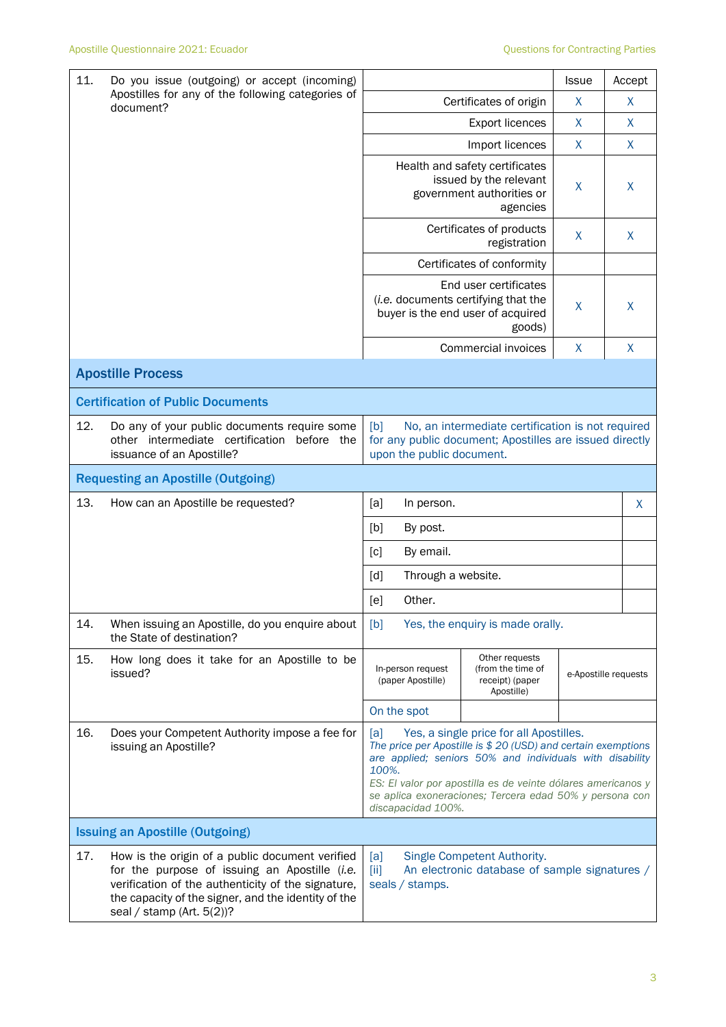| | | | Issue | Accept |
|---|---|---|---|---|
| 11. | Do you issue (outgoing) or accept (incoming) Apostilles for any of the following categories of document? | Certificates of origin | X | X |
| | | Export licences | X | X |
| | | Import licences | X | X |
| | | Health and safety certificates issued by the relevant government authorities or agencies | X | X |
| | | Certificates of products registration | X | X |
| | | Certificates of conformity | | |
| | | End user certificates (*i.e.* documents certifying that the buyer is the end user of acquired goods) | X | X |
| | | Commercial invoices | X | X |

## Apostille Process

### Certification of Public Documents

| | | |
|---|---|---|
| 12. | Do any of your public documents require some other intermediate certification before the issuance of an Apostille? | [b] No, an intermediate certification is not required for any public document; Apostilles are issued directly upon the public document. |

### Requesting an Apostille (Outgoing)

| | | | |
|---|---|---|---|
| 13. | How can an Apostille be requested? | [a] In person. | X |
| | | [b] By post. | |
| | | [c] By email. | |
| | | [d] Through a website. | |
| | | [e] Other. | |
| 14. | When issuing an Apostille, do you enquire about the State of destination? | [b] Yes, the enquiry is made orally. | |

| | | In-person request (paper Apostille) | Other requests (from the time of receipt) (paper Apostille) | e-Apostille requests |
|---|---|---|---|---|
| 15. | How long does it take for an Apostille to be issued? | On the spot | | |

| | | |
|---|---|---|
| 16. | Does your Competent Authority impose a fee for issuing an Apostille? | [a] Yes, a single price for all Apostilles.<br>*The price per Apostille is $ 20 (USD) and certain exemptions are applied; seniors 50% and individuals with disability 100%.*<br>*ES: El valor por apostilla es de veinte dólares americanos y se aplica exoneraciones; Tercera edad 50% y persona con discapacidad 100%.* |

### Issuing an Apostille (Outgoing)

| | | |
|---|---|---|
| 17. | How is the origin of a public document verified for the purpose of issuing an Apostille (*i.e.* verification of the authenticity of the signature, the capacity of the signer, and the identity of the seal / stamp (Art. 5(2))? | [a] Single Competent Authority.<br>[ii] An electronic database of sample signatures / seals / stamps. |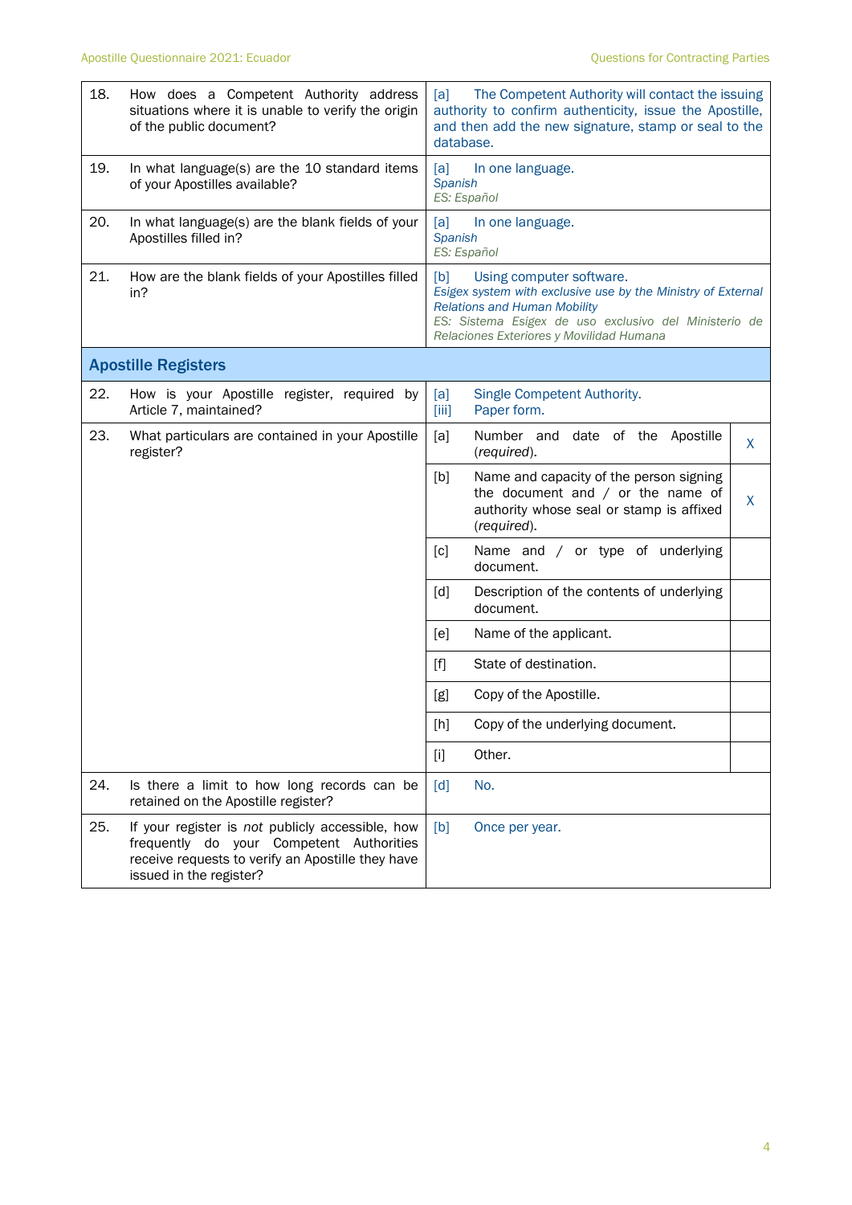| | | |
|---|---|---|
| 18. | How does a Competent Authority address situations where it is unable to verify the origin of the public document? | [a] The Competent Authority will contact the issuing authority to confirm authenticity, issue the Apostille, and then add the new signature, stamp or seal to the database. |
| 19. | In what language(s) are the 10 standard items of your Apostilles available? | [a] In one language.<br>*Spanish*<br>*ES: Español* |
| 20. | In what language(s) are the blank fields of your Apostilles filled in? | [a] In one language.<br>*Spanish*<br>*ES: Español* |
| 21. | How are the blank fields of your Apostilles filled in? | [b] Using computer software.<br>*Esigex system with exclusive use by the Ministry of External Relations and Human Mobility*<br>*ES: Sistema Esigex de uso exclusivo del Ministerio de Relaciones Exteriores y Movilidad Humana* |

## Apostille Registers

| | | | | |
|---|---|---|---|---|
| 22. | How is your Apostille register, required by Article 7, maintained? | [a] Single Competent Authority.<br>[iii] Paper form. | | |
| 23. | What particulars are contained in your Apostille register? | [a] | Number and date of the Apostille (*required*). | X |
| | | [b] | Name and capacity of the person signing the document and / or the name of authority whose seal or stamp is affixed (*required*). | X |
| | | [c] | Name and / or type of underlying document. | |
| | | [d] | Description of the contents of underlying document. | |
| | | [e] | Name of the applicant. | |
| | | [f] | State of destination. | |
| | | [g] | Copy of the Apostille. | |
| | | [h] | Copy of the underlying document. | |
| | | [i] | Other. | |
| 24. | Is there a limit to how long records can be retained on the Apostille register? | [d] No. | | |
| 25. | If your register is *not* publicly accessible, how frequently do your Competent Authorities receive requests to verify an Apostille they have issued in the register? | [b] Once per year. | | |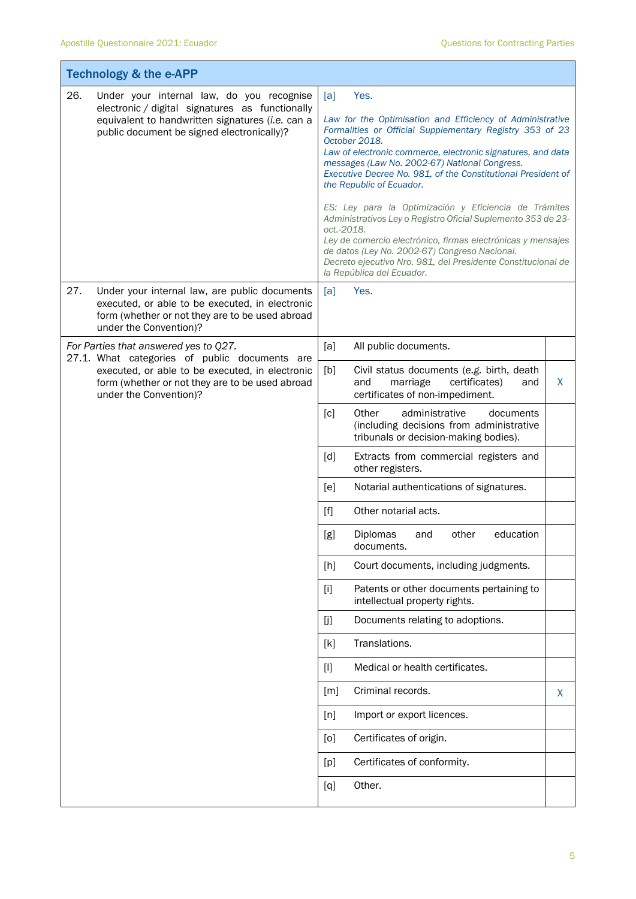| Technology & the e-APP | | |
|---|---|---|
| 26. Under your internal law, do you recognise electronic / digital signatures as functionally equivalent to handwritten signatures (*i.e.* can a public document be signed electronically)? | [a] Yes.<br><br>*Law for the Optimisation and Efficiency of Administrative Formalities or Official Supplementary Registry 353 of 23 October 2018.*<br>*Law of electronic commerce, electronic signatures, and data messages (Law No. 2002-67) National Congress.*<br>*Executive Decree No. 981, of the Constitutional President of the Republic of Ecuador.*<br><br>*ES: Ley para la Optimización y Eficiencia de Trámites Administrativos Ley o Registro Oficial Suplemento 353 de 23-oct.-2018.*<br>*Ley de comercio electrónico, firmas electrónicas y mensajes de datos (Ley No. 2002-67) Congreso Nacional.*<br>*Decreto ejecutivo Nro. 981, del Presidente Constitucional de la República del Ecuador.* | |
| 27. Under your internal law, are public documents executed, or able to be executed, in electronic form (whether or not they are to be used abroad under the Convention)? | [a] Yes. | |
| *For Parties that answered yes to Q27.*<br>27.1. What categories of public documents are executed, or able to be executed, in electronic form (whether or not they are to be used abroad under the Convention)? | [a] All public documents. | |
| | [b] Civil status documents (*e.g.* birth, death and marriage certificates) and certificates of non-impediment. | X |
| | [c] Other administrative documents (including decisions from administrative tribunals or decision-making bodies). | |
| | [d] Extracts from commercial registers and other registers. | |
| | [e] Notarial authentications of signatures. | |
| | [f] Other notarial acts. | |
| | [g] Diplomas and other education documents. | |
| | [h] Court documents, including judgments. | |
| | [i] Patents or other documents pertaining to intellectual property rights. | |
| | [j] Documents relating to adoptions. | |
| | [k] Translations. | |
| | [l] Medical or health certificates. | |
| | [m] Criminal records. | X |
| | [n] Import or export licences. | |
| | [o] Certificates of origin. | |
| | [p] Certificates of conformity. | |
| | [q] Other. | |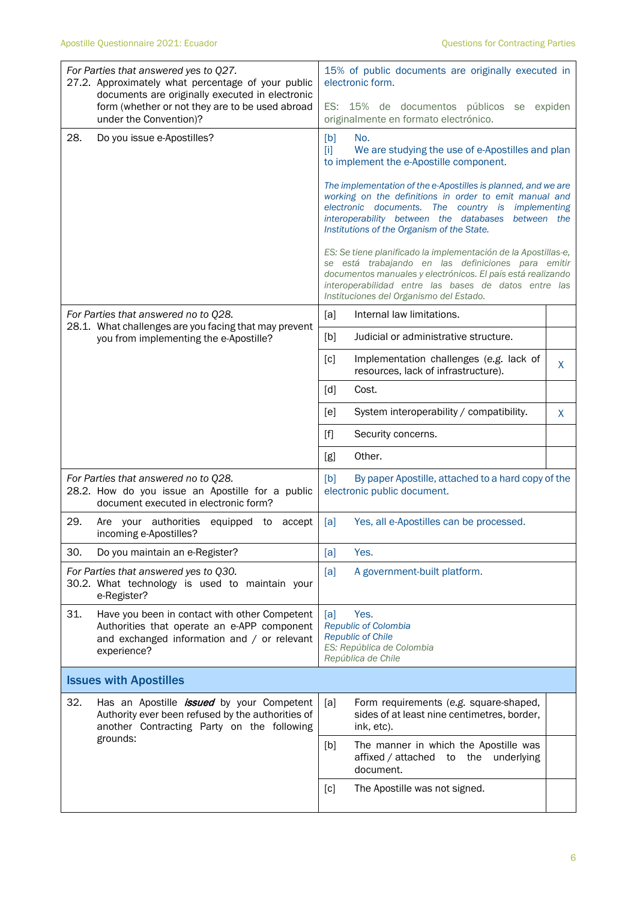| | | |
|---|---|---|
| *For Parties that answered yes to Q27.*<br>27.2. Approximately what percentage of your public documents are originally executed in electronic form (whether or not they are to be used abroad under the Convention)? | 15% of public documents are originally executed in electronic form.<br><br>ES: 15% de documentos públicos se expiden originalmente en formato electrónico. | |
| 28. Do you issue e-Apostilles? | [b] No.<br>[i] We are studying the use of e-Apostilles and plan to implement the e-Apostille component.<br><br>*The implementation of the e-Apostilles is planned, and we are working on the definitions in order to emit manual and electronic documents. The country is implementing interoperability between the databases between the Institutions of the Organism of the State.*<br><br>*ES: Se tiene planificado la implementación de la Apostillas-e, se está trabajando en las definiciones para emitir documentos manuales y electrónicos. El país está realizando interoperabilidad entre las bases de datos entre las Instituciones del Organismo del Estado.* | |
| *For Parties that answered no to Q28.*<br>28.1. What challenges are you facing that may prevent you from implementing the e-Apostille? | [a] Internal law limitations. | |
| | [b] Judicial or administrative structure. | |
| | [c] Implementation challenges (*e.g.* lack of resources, lack of infrastructure). | X |
| | [d] Cost. | |
| | [e] System interoperability / compatibility. | X |
| | [f] Security concerns. | |
| | [g] Other. | |
| *For Parties that answered no to Q28.*<br>28.2. How do you issue an Apostille for a public document executed in electronic form? | [b] By paper Apostille, attached to a hard copy of the electronic public document. | |
| 29. Are your authorities equipped to accept incoming e-Apostilles? | [a] Yes, all e-Apostilles can be processed. | |
| 30. Do you maintain an e-Register? | [a] Yes. | |
| *For Parties that answered yes to Q30.*<br>30.2. What technology is used to maintain your e-Register? | [a] A government-built platform. | |
| 31. Have you been in contact with other Competent Authorities that operate an e-APP component and exchanged information and / or relevant experience? | [a] Yes.<br>*Republic of Colombia*<br>*Republic of Chile*<br>*ES: República de Colombia*<br>*República de Chile* | |

## Issues with Apostilles

| | | |
|---|---|---|
| 32. Has an Apostille ***issued*** by your Competent Authority ever been refused by the authorities of another Contracting Party on the following grounds: | [a] Form requirements (e.g. square-shaped, sides of at least nine centimetres, border, ink, etc). | |
| | [b] The manner in which the Apostille was affixed / attached to the underlying document. | |
| | [c] The Apostille was not signed. | |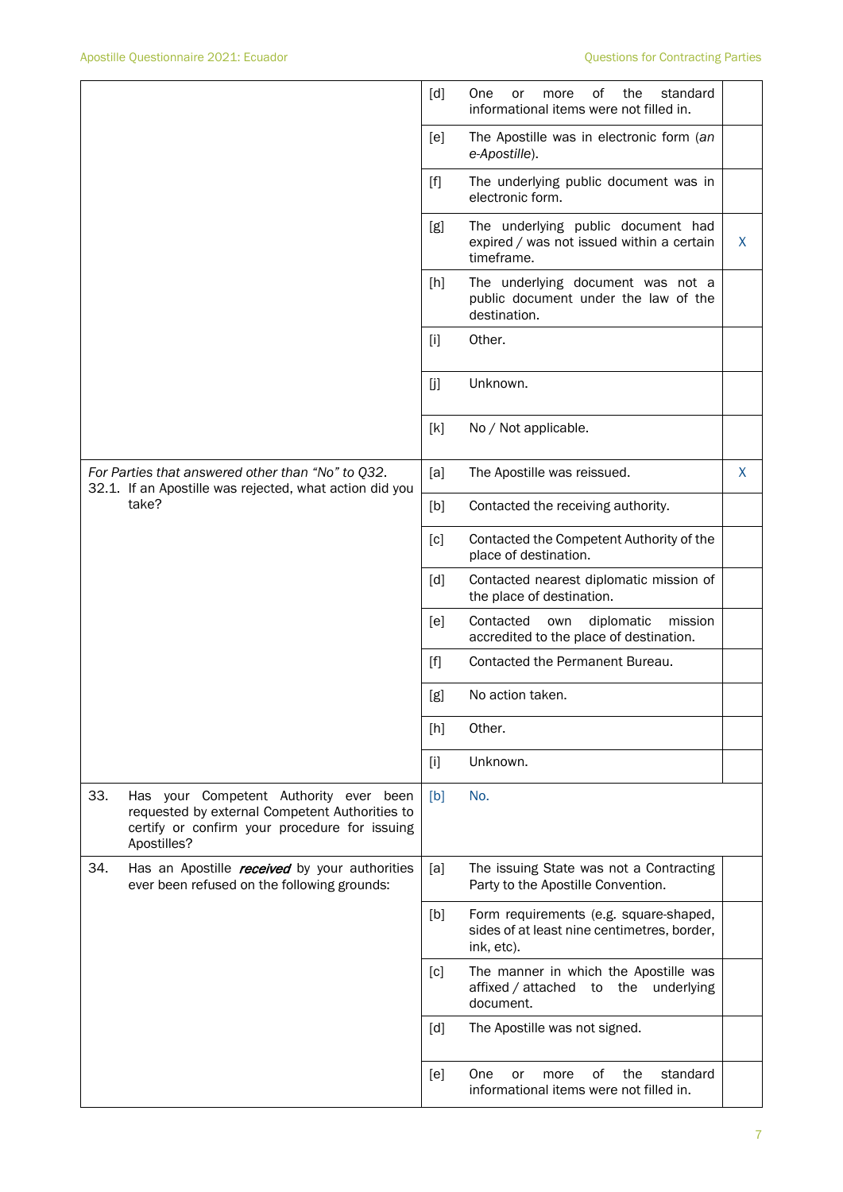| | | | |
|---|---|---|---|
| | [d] | One or more of the standard informational items were not filled in. | |
| | [e] | The Apostille was in electronic form (*an e-Apostille*). | |
| | [f] | The underlying public document was in electronic form. | |
| | [g] | The underlying public document had expired / was not issued within a certain timeframe. | X |
| | [h] | The underlying document was not a public document under the law of the destination. | |
| | [i] | Other. | |
| | [j] | Unknown. | |
| | [k] | No / Not applicable. | |
| *For Parties that answered other than "No" to Q32.* 32.1. If an Apostille was rejected, what action did you take? | [a] | The Apostille was reissued. | X |
| | [b] | Contacted the receiving authority. | |
| | [c] | Contacted the Competent Authority of the place of destination. | |
| | [d] | Contacted nearest diplomatic mission of the place of destination. | |
| | [e] | Contacted own diplomatic mission accredited to the place of destination. | |
| | [f] | Contacted the Permanent Bureau. | |
| | [g] | No action taken. | |
| | [h] | Other. | |
| | [i] | Unknown. | |
| 33. Has your Competent Authority ever been requested by external Competent Authorities to certify or confirm your procedure for issuing Apostilles? | [b] | No. | |
| 34. Has an Apostille ***received*** by your authorities ever been refused on the following grounds: | [a] | The issuing State was not a Contracting Party to the Apostille Convention. | |
| | [b] | Form requirements (e.g. square-shaped, sides of at least nine centimetres, border, ink, etc). | |
| | [c] | The manner in which the Apostille was affixed / attached to the underlying document. | |
| | [d] | The Apostille was not signed. | |
| | [e] | One or more of the standard informational items were not filled in. | |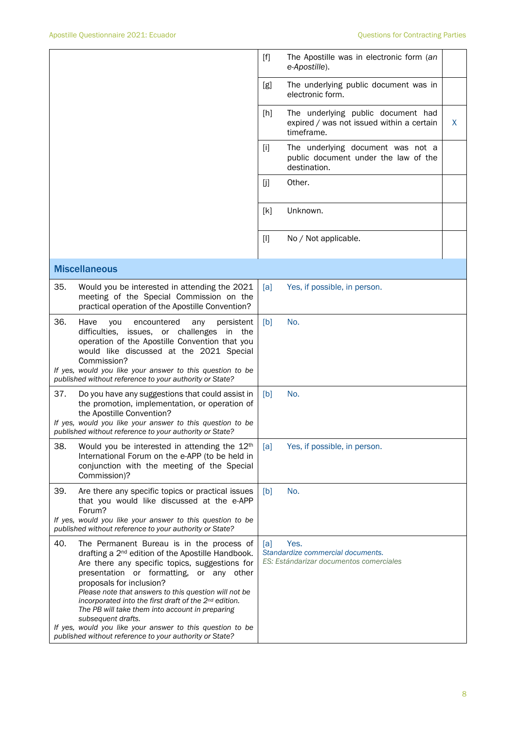| | | | |
|---|---|---|---|
| | [f] | The Apostille was in electronic form (*an e-Apostille*). | |
| | [g] | The underlying public document was in electronic form. | |
| | [h] | The underlying public document had expired / was not issued within a certain timeframe. | X |
| | [i] | The underlying document was not a public document under the law of the destination. | |
| | [j] | Other. | |
| | [k] | Unknown. | |
| | [l] | No / Not applicable. | |

## Miscellaneous

| | |
|---|---|
| 35. Would you be interested in attending the 2021 meeting of the Special Commission on the practical operation of the Apostille Convention? | [a] Yes, if possible, in person. |
| 36. Have you encountered any persistent difficulties, issues, or challenges in the operation of the Apostille Convention that you would like discussed at the 2021 Special Commission? *If yes, would you like your answer to this question to be published without reference to your authority or State?* | [b] No. |
| 37. Do you have any suggestions that could assist in the promotion, implementation, or operation of the Apostille Convention? *If yes, would you like your answer to this question to be published without reference to your authority or State?* | [b] No. |
| 38. Would you be interested in attending the 12th International Forum on the e-APP (to be held in conjunction with the meeting of the Special Commission)? | [a] Yes, if possible, in person. |
| 39. Are there any specific topics or practical issues that you would like discussed at the e-APP Forum? *If yes, would you like your answer to this question to be published without reference to your authority or State?* | [b] No. |
| 40. The Permanent Bureau is in the process of drafting a 2nd edition of the Apostille Handbook. Are there any specific topics, suggestions for presentation or formatting, or any other proposals for inclusion? *Please note that answers to this question will not be incorporated into the first draft of the 2nd edition. The PB will take them into account in preparing subsequent drafts.* *If yes, would you like your answer to this question to be published without reference to your authority or State?* | [a] Yes. *Standardize commercial documents.* *ES: Estándarizar documentos comerciales* |